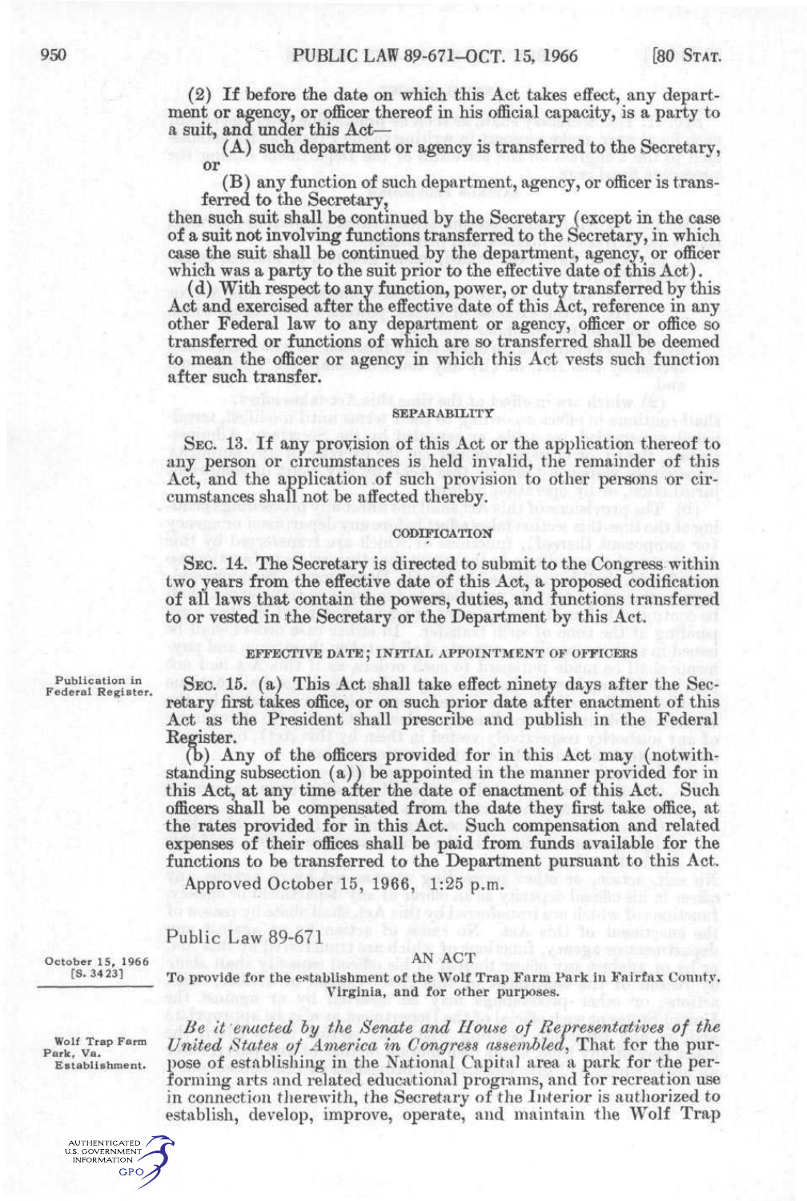(2) If before the date on which this Act takes effect, any department or agency, or officer thereof in his official capacity, is a party to a suit, and under this Act—

(A) such department or agency is transferred to the Secretary, or

(B) any function of such department, agency, or officer is transferred to the Secretary,

then such suit shall be continued by the Secretary (except in the case of a suit not involving functions transferred to the Secretary, in which case the suit shall be continued by the department, agency, or officer which was a party to the suit prior to the effective date of this Act).

(d) With respect to any function, power, or duty transferred by this Act and exercised after the effective date of this Act, reference in any other Federal law to any department or agency, officer or office so transferred or functions of which are so transferred shall be deemed to mean the officer or agency in which this Act vests such function after such transfer.

###### SEPARABILITY

SEC. 13. If any provision of this Act or the application thereof to any person or circumstances is held invalid, the remainder of this Act, and the application of such provision to other persons or circumstances shall not be affected thereby.

###### CODIFICATION

SEC. 14. The Secretary is directed to submit to the Congress within two years from the effective date of this Act, a proposed codification of all laws that contain the powers, duties, and functions transferred to or vested in the Secretary or the Department by this Act.

###### EFFECTIVE DATE; INITIAL APPOINTMENT OF OFFICERS

Publication in Federal Register.

SEC. 15. (a) This Act shall take effect ninety days after the Secretary first takes office, or on such prior date after enactment of this Act as the President shall prescribe and publish in the Federal Register.

(b) Any of the officers provided for in this Act may (notwithstanding subsection (a)) be appointed in the manner provided for in this Act, at any time after the date of enactment of this Act. Such officers shall be compensated from the date they first take office, at the rates provided for in this Act. Such compensation and related expenses of their offices shall be paid from funds available for the functions to be transferred to the Department pursuant to this Act.

Approved October 15, 1966, 1:25 p.m.

## Public Law 89-671

October 15, 1966 [S. 3423]

### AN ACT

To provide for the establishment of the Wolf Trap Farm Park in Fairfax County, Virginia, and for other purposes.

Wolf Trap Farm Park, Va. Establishment.

*Be it enacted by the Senate and House of Representatives of the United States of America in Congress assembled*, That for the purpose of establishing in the National Capital area a park for the performing arts and related educational programs, and for recreation use in connection therewith, the Secretary of the Interior is authorized to establish, develop, improve, operate, and maintain the Wolf Trap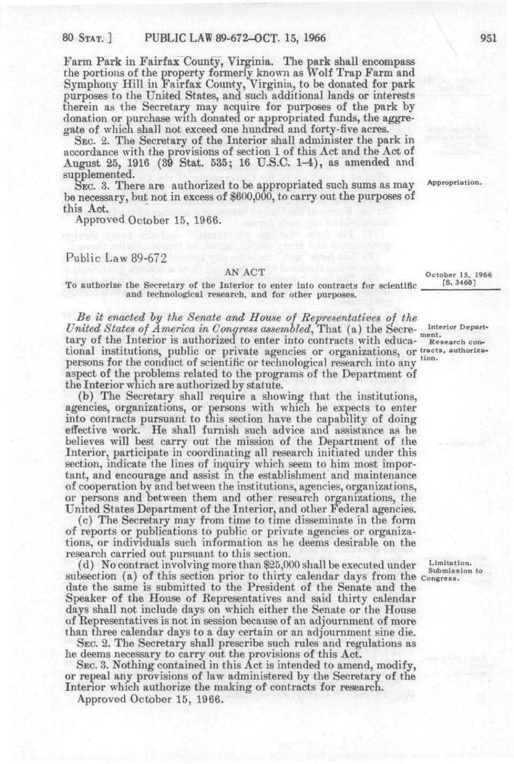Farm Park in Fairfax County, Virginia. The park shall encompass the portions of the property formerly known as Wolf Trap Farm and Symphony Hill in Fairfax County, Virginia, to be donated for park purposes to the United States, and such additional lands or interests therein as the Secretary may acquire for purposes of the park by donation or purchase with donated or appropriated funds, the aggregate of which shall not exceed one hundred and forty-five acres.

SEC. 2. The Secretary of the Interior shall administer the park in accordance with the provisions of section 1 of this Act and the Act of August 25, 1916 (39 Stat. 535; 16 U.S.C. 1-4), as amended and supplemented.

SEC. 3. There are authorized to be appropriated such sums as may be necessary, but not in excess of $600,000, to carry out the purposes of this Act.

Appropriation.

Approved October 15, 1966.

## Public Law 89-672

### AN ACT

October 15, 1966
[S. 3460]

To authorize the Secretary of the Interior to enter into contracts for scientific and technological research, and for other purposes.

*Be it enacted by the Senate and House of Representatives of the United States of America in Congress assembled*, That (a) the Secretary of the Interior is authorized to enter into contracts with educational institutions, public or private agencies or organizations, or persons for the conduct of scientific or technological research into any aspect of the problems related to the programs of the Department of the Interior which are authorized by statute.

Interior Department.
Research contracts, authorization.

(b) The Secretary shall require a showing that the institutions, agencies, organizations, or persons with which he expects to enter into contracts pursuant to this section have the capability of doing effective work. He shall furnish such advice and assistance as he believes will best carry out the mission of the Department of the Interior, participate in coordinating all research initiated under this section, indicate the lines of inquiry which seem to him most important, and encourage and assist in the establishment and maintenance of cooperation by and between the institutions, agencies, organizations, or persons and between them and other research organizations, the United States Department of the Interior, and other Federal agencies.

(c) The Secretary may from time to time disseminate in the form of reports or publications to public or private agencies or organizations, or individuals such information as he deems desirable on the research carried out pursuant to this section.

(d) No contract involving more than $25,000 shall be executed under subsection (a) of this section prior to thirty calendar days from the date the same is submitted to the President of the Senate and the Speaker of the House of Representatives and said thirty calendar days shall not include days on which either the Senate or the House of Representatives is not in session because of an adjournment of more than three calendar days to a day certain or an adjournment sine die.

Limitation.
Submission to Congress.

SEC. 2. The Secretary shall prescribe such rules and regulations as he deems necessary to carry out the provisions of this Act.

SEC. 3. Nothing contained in this Act is intended to amend, modify, or repeal any provisions of law administered by the Secretary of the Interior which authorize the making of contracts for research.

Approved October 15, 1966.